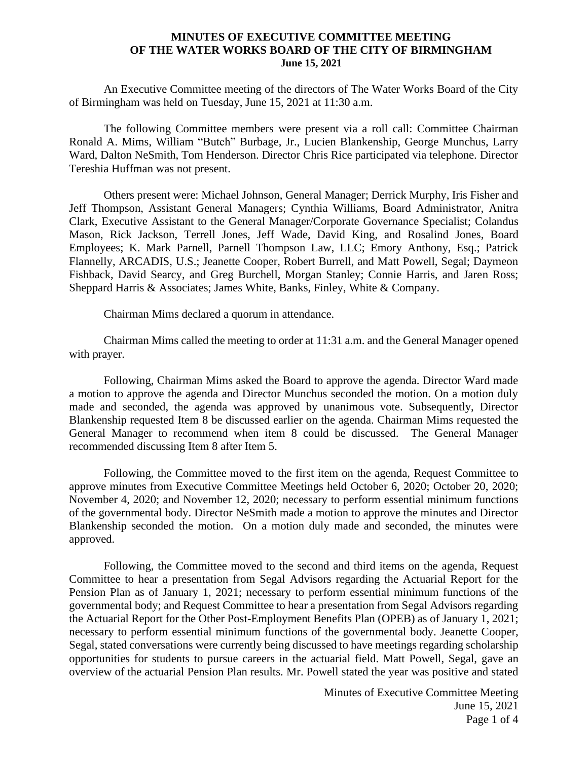# MINUTES OF EXECUTIVE COMMITTEE MEETING OF THE WATER WORKS BOARD OF THE CITY OF BIRMINGHAM

**June 15, 2021**

An Executive Committee meeting of the directors of The Water Works Board of the City of Birmingham was held on Tuesday, June 15, 2021 at 11:30 a.m.

The following Committee members were present via a roll call: Committee Chairman Ronald A. Mims, William "Butch" Burbage, Jr., Lucien Blankenship, George Munchus, Larry Ward, Dalton NeSmith, Tom Henderson. Director Chris Rice participated via telephone. Director Tereshia Huffman was not present.

Others present were: Michael Johnson, General Manager; Derrick Murphy, Iris Fisher and Jeff Thompson, Assistant General Managers; Cynthia Williams, Board Administrator, Anitra Clark, Executive Assistant to the General Manager/Corporate Governance Specialist; Colandus Mason, Rick Jackson, Terrell Jones, Jeff Wade, David King, and Rosalind Jones, Board Employees; K. Mark Parnell, Parnell Thompson Law, LLC; Emory Anthony, Esq.; Patrick Flannelly, ARCADIS, U.S.; Jeanette Cooper, Robert Burrell, and Matt Powell, Segal; Daymeon Fishback, David Searcy, and Greg Burchell, Morgan Stanley; Connie Harris, and Jaren Ross; Sheppard Harris & Associates; James White, Banks, Finley, White & Company.

Chairman Mims declared a quorum in attendance.

Chairman Mims called the meeting to order at 11:31 a.m. and the General Manager opened with prayer.

Following, Chairman Mims asked the Board to approve the agenda. Director Ward made a motion to approve the agenda and Director Munchus seconded the motion. On a motion duly made and seconded, the agenda was approved by unanimous vote. Subsequently, Director Blankenship requested Item 8 be discussed earlier on the agenda. Chairman Mims requested the General Manager to recommend when item 8 could be discussed. The General Manager recommended discussing Item 8 after Item 5.

Following, the Committee moved to the first item on the agenda, Request Committee to approve minutes from Executive Committee Meetings held October 6, 2020; October 20, 2020; November 4, 2020; and November 12, 2020; necessary to perform essential minimum functions of the governmental body. Director NeSmith made a motion to approve the minutes and Director Blankenship seconded the motion. On a motion duly made and seconded, the minutes were approved.

Following, the Committee moved to the second and third items on the agenda, Request Committee to hear a presentation from Segal Advisors regarding the Actuarial Report for the Pension Plan as of January 1, 2021; necessary to perform essential minimum functions of the governmental body; and Request Committee to hear a presentation from Segal Advisors regarding the Actuarial Report for the Other Post-Employment Benefits Plan (OPEB) as of January 1, 2021; necessary to perform essential minimum functions of the governmental body. Jeanette Cooper, Segal, stated conversations were currently being discussed to have meetings regarding scholarship opportunities for students to pursue careers in the actuarial field. Matt Powell, Segal, gave an overview of the actuarial Pension Plan results. Mr. Powell stated the year was positive and stated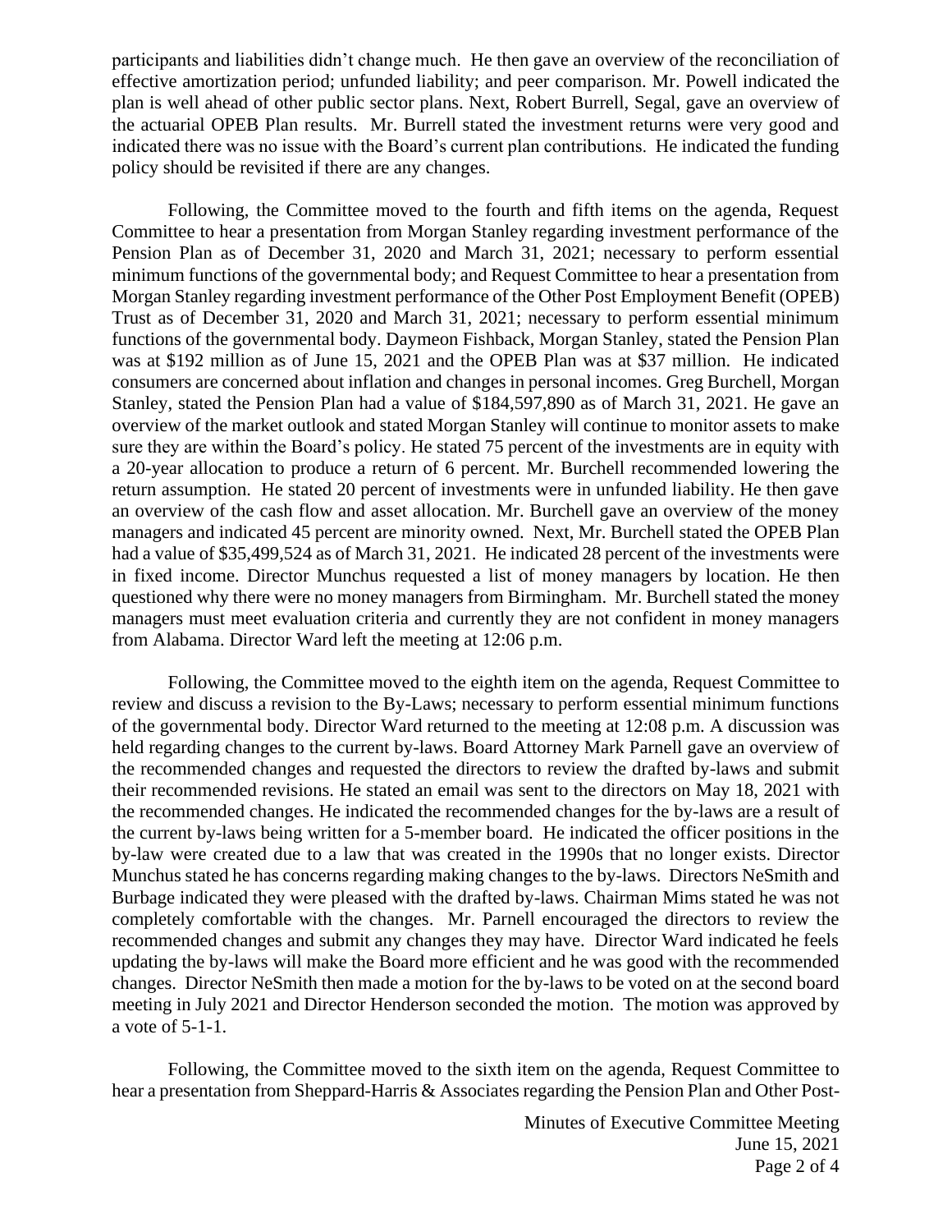participants and liabilities didn't change much. He then gave an overview of the reconciliation of effective amortization period; unfunded liability; and peer comparison. Mr. Powell indicated the plan is well ahead of other public sector plans. Next, Robert Burrell, Segal, gave an overview of the actuarial OPEB Plan results. Mr. Burrell stated the investment returns were very good and indicated there was no issue with the Board's current plan contributions. He indicated the funding policy should be revisited if there are any changes.

Following, the Committee moved to the fourth and fifth items on the agenda, Request Committee to hear a presentation from Morgan Stanley regarding investment performance of the Pension Plan as of December 31, 2020 and March 31, 2021; necessary to perform essential minimum functions of the governmental body; and Request Committee to hear a presentation from Morgan Stanley regarding investment performance of the Other Post Employment Benefit (OPEB) Trust as of December 31, 2020 and March 31, 2021; necessary to perform essential minimum functions of the governmental body. Daymeon Fishback, Morgan Stanley, stated the Pension Plan was at $192 million as of June 15, 2021 and the OPEB Plan was at $37 million. He indicated consumers are concerned about inflation and changes in personal incomes. Greg Burchell, Morgan Stanley, stated the Pension Plan had a value of $184,597,890 as of March 31, 2021. He gave an overview of the market outlook and stated Morgan Stanley will continue to monitor assets to make sure they are within the Board's policy. He stated 75 percent of the investments are in equity with a 20-year allocation to produce a return of 6 percent. Mr. Burchell recommended lowering the return assumption. He stated 20 percent of investments were in unfunded liability. He then gave an overview of the cash flow and asset allocation. Mr. Burchell gave an overview of the money managers and indicated 45 percent are minority owned. Next, Mr. Burchell stated the OPEB Plan had a value of $35,499,524 as of March 31, 2021. He indicated 28 percent of the investments were in fixed income. Director Munchus requested a list of money managers by location. He then questioned why there were no money managers from Birmingham. Mr. Burchell stated the money managers must meet evaluation criteria and currently they are not confident in money managers from Alabama. Director Ward left the meeting at 12:06 p.m.

Following, the Committee moved to the eighth item on the agenda, Request Committee to review and discuss a revision to the By-Laws; necessary to perform essential minimum functions of the governmental body. Director Ward returned to the meeting at 12:08 p.m. A discussion was held regarding changes to the current by-laws. Board Attorney Mark Parnell gave an overview of the recommended changes and requested the directors to review the drafted by-laws and submit their recommended revisions. He stated an email was sent to the directors on May 18, 2021 with the recommended changes. He indicated the recommended changes for the by-laws are a result of the current by-laws being written for a 5-member board. He indicated the officer positions in the by-law were created due to a law that was created in the 1990s that no longer exists. Director Munchus stated he has concerns regarding making changes to the by-laws. Directors NeSmith and Burbage indicated they were pleased with the drafted by-laws. Chairman Mims stated he was not completely comfortable with the changes. Mr. Parnell encouraged the directors to review the recommended changes and submit any changes they may have. Director Ward indicated he feels updating the by-laws will make the Board more efficient and he was good with the recommended changes. Director NeSmith then made a motion for the by-laws to be voted on at the second board meeting in July 2021 and Director Henderson seconded the motion. The motion was approved by a vote of 5-1-1.

Following, the Committee moved to the sixth item on the agenda, Request Committee to hear a presentation from Sheppard-Harris & Associates regarding the Pension Plan and Other Post-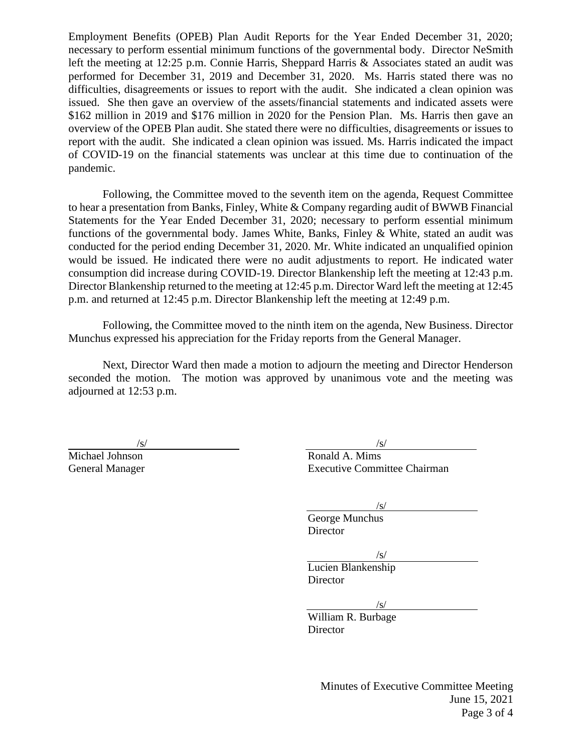Employment Benefits (OPEB) Plan Audit Reports for the Year Ended December 31, 2020; necessary to perform essential minimum functions of the governmental body. Director NeSmith left the meeting at 12:25 p.m. Connie Harris, Sheppard Harris & Associates stated an audit was performed for December 31, 2019 and December 31, 2020. Ms. Harris stated there was no difficulties, disagreements or issues to report with the audit. She indicated a clean opinion was issued. She then gave an overview of the assets/financial statements and indicated assets were $162 million in 2019 and $176 million in 2020 for the Pension Plan. Ms. Harris then gave an overview of the OPEB Plan audit. She stated there were no difficulties, disagreements or issues to report with the audit. She indicated a clean opinion was issued. Ms. Harris indicated the impact of COVID-19 on the financial statements was unclear at this time due to continuation of the pandemic.

Following, the Committee moved to the seventh item on the agenda, Request Committee to hear a presentation from Banks, Finley, White & Company regarding audit of BWWB Financial Statements for the Year Ended December 31, 2020; necessary to perform essential minimum functions of the governmental body. James White, Banks, Finley & White, stated an audit was conducted for the period ending December 31, 2020. Mr. White indicated an unqualified opinion would be issued. He indicated there were no audit adjustments to report. He indicated water consumption did increase during COVID-19. Director Blankenship left the meeting at 12:43 p.m. Director Blankenship returned to the meeting at 12:45 p.m. Director Ward left the meeting at 12:45 p.m. and returned at 12:45 p.m. Director Blankenship left the meeting at 12:49 p.m.

Following, the Committee moved to the ninth item on the agenda, New Business. Director Munchus expressed his appreciation for the Friday reports from the General Manager.

Next, Director Ward then made a motion to adjourn the meeting and Director Henderson seconded the motion. The motion was approved by unanimous vote and the meeting was adjourned at 12:53 p.m.

/s/
Michael Johnson
General Manager

/s/
Ronald A. Mims
Executive Committee Chairman

/s/
George Munchus
Director

/s/
Lucien Blankenship
Director

/s/
William R. Burbage
Director

Minutes of Executive Committee Meeting
June 15, 2021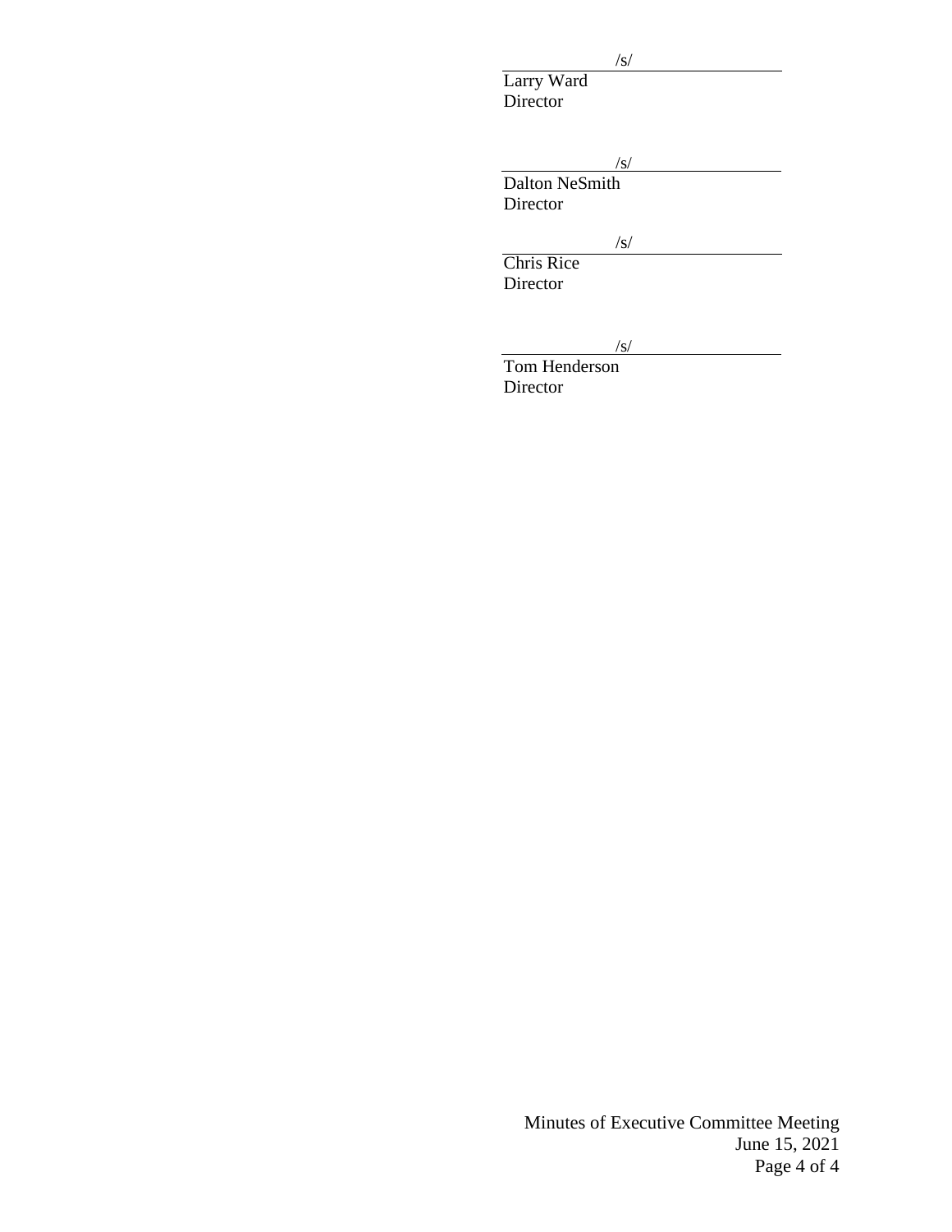/s/

Larry Ward
Director

/s/

Dalton NeSmith
Director

/s/

Chris Rice
Director

/s/

Tom Henderson
Director